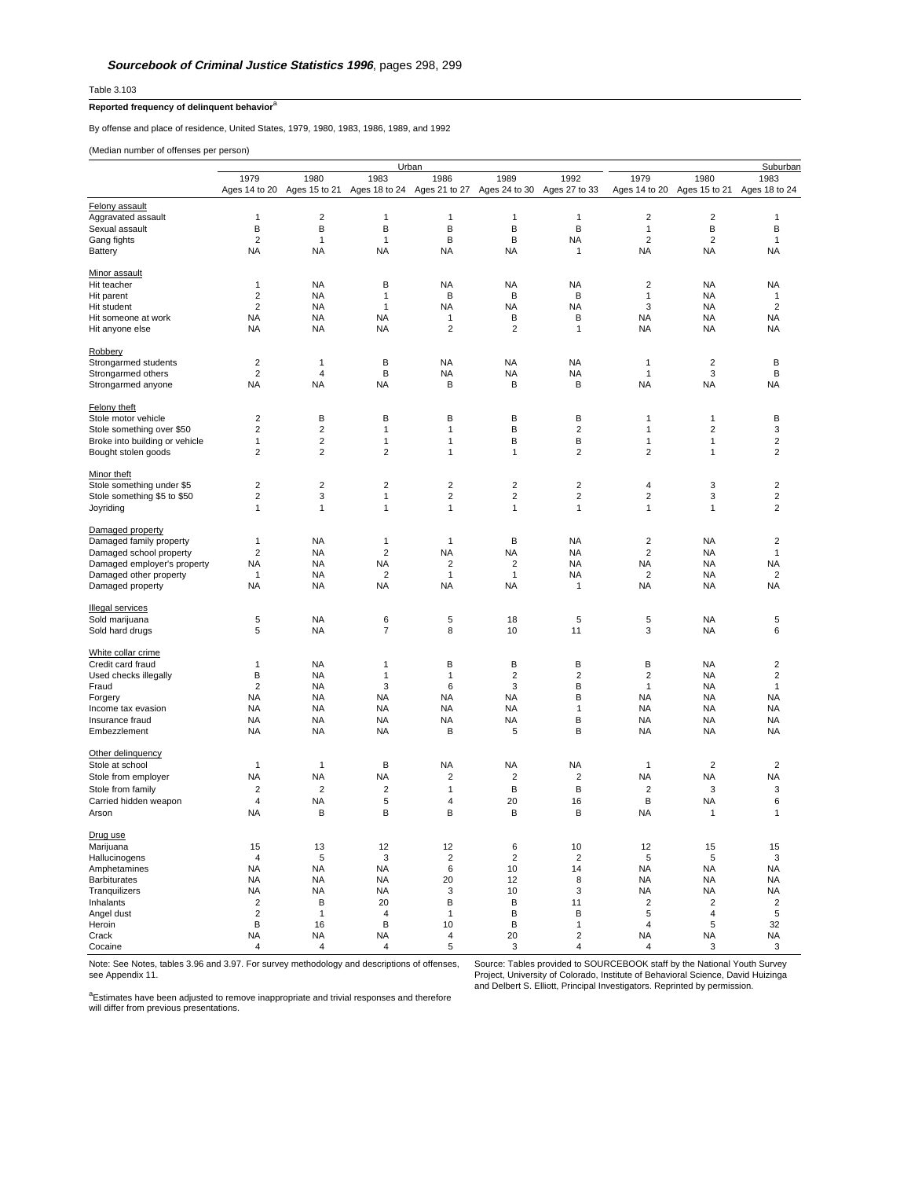***Sourcebook of Criminal Justice Statistics 1996***, pages 298, 299

Table 3.103

**Reported frequency of delinquent behavior**[a]

By offense and place of residence, United States, 1979, 1980, 1983, 1986, 1989, and 1992

(Median number of offenses per person)

| | Urban | | | | | | Suburban | | |
|---|---|---|---|---|---|---|---|---|---|
| | 1979 Ages 14 to 20 | 1980 Ages 15 to 21 | 1983 Ages 18 to 24 | 1986 Ages 21 to 27 | 1989 Ages 24 to 30 | 1992 Ages 27 to 33 | 1979 Ages 14 to 20 | 1980 Ages 15 to 21 | 1983 Ages 18 to 24 |
| Felony assault | | | | | | | | | |
| Aggravated assault | 1 | 2 | 1 | 1 | 1 | 1 | 2 | 2 | 1 |
| Sexual assault | B | B | B | B | B | B | 1 | B | B |
| Gang fights | 2 | 1 | 1 | B | B | NA | 2 | 2 | 1 |
| Battery | NA | NA | NA | NA | NA | 1 | NA | NA | NA |
| Minor assault | | | | | | | | | |
| Hit teacher | 1 | NA | B | NA | NA | NA | 2 | NA | NA |
| Hit parent | 2 | NA | 1 | B | B | B | 1 | NA | 1 |
| Hit student | 2 | NA | 1 | NA | NA | NA | 3 | NA | 2 |
| Hit someone at work | NA | NA | NA | 1 | B | B | NA | NA | NA |
| Hit anyone else | NA | NA | NA | 2 | 2 | 1 | NA | NA | NA |
| Robbery | | | | | | | | | |
| Strongarmed students | 2 | 1 | B | NA | NA | NA | 1 | 2 | B |
| Strongarmed others | 2 | 4 | B | NA | NA | NA | 1 | 3 | B |
| Strongarmed anyone | NA | NA | NA | B | B | B | NA | NA | NA |
| Felony theft | | | | | | | | | |
| Stole motor vehicle | 2 | B | B | B | B | B | 1 | 1 | B |
| Stole something over $50 | 2 | 2 | 1 | 1 | B | 2 | 1 | 2 | 3 |
| Broke into building or vehicle | 1 | 2 | 1 | 1 | B | B | 1 | 1 | 2 |
| Bought stolen goods | 2 | 2 | 2 | 1 | 1 | 2 | 2 | 1 | 2 |
| Minor theft | | | | | | | | | |
| Stole something under $5 | 2 | 2 | 2 | 2 | 2 | 2 | 4 | 3 | 2 |
| Stole something $5 to $50 | 2 | 3 | 1 | 2 | 2 | 2 | 2 | 3 | 2 |
| Joyriding | 1 | 1 | 1 | 1 | 1 | 1 | 1 | 1 | 2 |
| Damaged property | | | | | | | | | |
| Damaged family property | 1 | NA | 1 | 1 | B | NA | 2 | NA | 2 |
| Damaged school property | 2 | NA | 2 | NA | NA | NA | 2 | NA | 1 |
| Damaged employer's property | NA | NA | NA | 2 | 2 | NA | NA | NA | NA |
| Damaged other property | 1 | NA | 2 | 1 | 1 | NA | 2 | NA | 2 |
| Damaged property | NA | NA | NA | NA | NA | 1 | NA | NA | NA |
| Illegal services | | | | | | | | | |
| Sold marijuana | 5 | NA | 6 | 5 | 18 | 5 | 5 | NA | 5 |
| Sold hard drugs | 5 | NA | 7 | 8 | 10 | 11 | 3 | NA | 6 |
| White collar crime | | | | | | | | | |
| Credit card fraud | 1 | NA | 1 | B | B | B | B | NA | 2 |
| Used checks illegally | B | NA | 1 | 1 | 2 | 2 | 2 | NA | 2 |
| Fraud | 2 | NA | 3 | 6 | 3 | B | 1 | NA | 1 |
| Forgery | NA | NA | NA | NA | NA | B | NA | NA | NA |
| Income tax evasion | NA | NA | NA | NA | NA | 1 | NA | NA | NA |
| Insurance fraud | NA | NA | NA | NA | NA | B | NA | NA | NA |
| Embezzlement | NA | NA | NA | B | 5 | B | NA | NA | NA |
| Other delinquency | | | | | | | | | |
| Stole at school | 1 | 1 | B | NA | NA | NA | 1 | 2 | 2 |
| Stole from employer | NA | NA | NA | 2 | 2 | 2 | NA | NA | NA |
| Stole from family | 2 | 2 | 2 | 1 | B | B | 2 | 3 | 3 |
| Carried hidden weapon | 4 | NA | 5 | 4 | 20 | 16 | B | NA | 6 |
| Arson | NA | B | B | B | B | B | NA | 1 | 1 |
| Drug use | | | | | | | | | |
| Marijuana | 15 | 13 | 12 | 12 | 6 | 10 | 12 | 15 | 15 |
| Hallucinogens | 4 | 5 | 3 | 2 | 2 | 2 | 5 | 5 | 3 |
| Amphetamines | NA | NA | NA | 6 | 10 | 14 | NA | NA | NA |
| Barbiturates | NA | NA | NA | 20 | 12 | 8 | NA | NA | NA |
| Tranquilizers | NA | NA | NA | 3 | 10 | 3 | NA | NA | NA |
| Inhalants | 2 | B | 20 | B | B | 11 | 2 | 2 | 2 |
| Angel dust | 2 | 1 | 4 | 1 | B | B | 5 | 4 | 5 |
| Heroin | B | 16 | B | 10 | B | 1 | 4 | 5 | 32 |
| Crack | NA | NA | NA | 4 | 20 | 2 | NA | NA | NA |
| Cocaine | 4 | 4 | 4 | 5 | 3 | 4 | 4 | 3 | 3 |

Note: See Notes, tables 3.96 and 3.97. For survey methodology and descriptions of offenses, see Appendix 11.

[a]Estimates have been adjusted to remove inappropriate and trivial responses and therefore will differ from previous presentations.

Source: Tables provided to SOURCEBOOK staff by the National Youth Survey Project, University of Colorado, Institute of Behavioral Science, David Huizinga and Delbert S. Elliott, Principal Investigators. Reprinted by permission.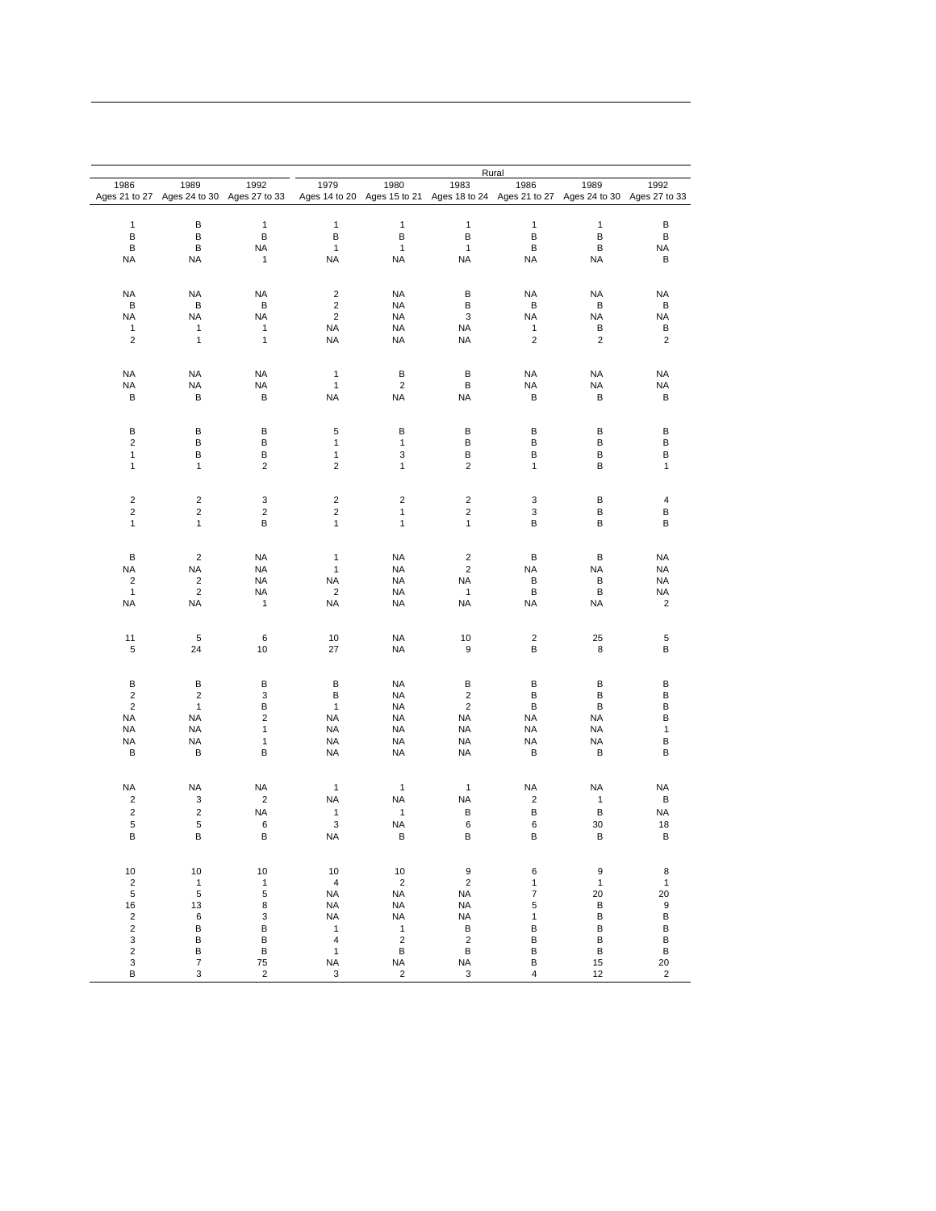| 1986 | 1989 | 1992 | Rural 1979 | 1980 | 1983 | 1986 | 1989 | 1992 |
|---|---|---|---|---|---|---|---|---|
| Ages 21 to 27 | Ages 24 to 30 | Ages 27 to 33 | Ages 14 to 20 | Ages 15 to 21 | Ages 18 to 24 | Ages 21 to 27 | Ages 24 to 30 | Ages 27 to 33 |
| 1 | B | 1 | 1 | 1 | 1 | 1 | 1 | B |
| B | B | B | B | B | B | B | B | B |
| B | B | NA | 1 | 1 | 1 | B | B | NA |
| NA | NA | 1 | NA | NA | NA | NA | NA | B |
| | | | | | | | | |
| NA | NA | NA | 2 | NA | B | NA | NA | NA |
| B | B | B | 2 | NA | B | B | B | B |
| NA | NA | NA | 2 | NA | 3 | NA | NA | NA |
| 1 | 1 | 1 | NA | NA | NA | 1 | B | B |
| 2 | 1 | 1 | NA | NA | NA | 2 | 2 | 2 |
| | | | | | | | | |
| NA | NA | NA | 1 | B | B | NA | NA | NA |
| NA | NA | NA | 1 | 2 | B | NA | NA | NA |
| B | B | B | NA | NA | NA | B | B | B |
| | | | | | | | | |
| B | B | B | 5 | B | B | B | B | B |
| 2 | B | B | 1 | 1 | B | B | B | B |
| 1 | B | B | 1 | 3 | B | B | B | B |
| 1 | 1 | 2 | 2 | 1 | 2 | 1 | B | 1 |
| | | | | | | | | |
| 2 | 2 | 3 | 2 | 2 | 2 | 3 | B | 4 |
| 2 | 2 | 2 | 2 | 1 | 2 | 3 | B | B |
| 1 | 1 | B | 1 | 1 | 1 | B | B | B |
| | | | | | | | | |
| B | 2 | NA | 1 | NA | 2 | B | B | NA |
| NA | NA | NA | 1 | NA | 2 | NA | NA | NA |
| 2 | 2 | NA | NA | NA | NA | B | B | NA |
| 1 | 2 | NA | 2 | NA | 1 | B | B | NA |
| NA | NA | 1 | NA | NA | NA | NA | NA | 2 |
| | | | | | | | | |
| 11 | 5 | 6 | 10 | NA | 10 | 2 | 25 | 5 |
| 5 | 24 | 10 | 27 | NA | 9 | B | 8 | B |
| | | | | | | | | |
| B | B | B | B | NA | B | B | B | B |
| 2 | 2 | 3 | B | NA | 2 | B | B | B |
| 2 | 1 | B | 1 | NA | 2 | B | B | B |
| NA | NA | 2 | NA | NA | NA | NA | NA | B |
| NA | NA | 1 | NA | NA | NA | NA | NA | 1 |
| NA | NA | 1 | NA | NA | NA | NA | NA | B |
| B | B | B | NA | NA | NA | B | B | B |
| | | | | | | | | |
| NA | NA | NA | 1 | 1 | 1 | NA | NA | NA |
| 2 | 3 | 2 | NA | NA | NA | 2 | 1 | B |
| 2 | 2 | NA | 1 | 1 | B | B | B | NA |
| 5 | 5 | 6 | 3 | NA | 6 | 6 | 30 | 18 |
| B | B | B | NA | B | B | B | B | B |
| | | | | | | | | |
| 10 | 10 | 10 | 10 | 10 | 9 | 6 | 9 | 8 |
| 2 | 1 | 1 | 4 | 2 | 2 | 1 | 1 | 1 |
| 5 | 5 | 5 | NA | NA | NA | 7 | 20 | 20 |
| 16 | 13 | 8 | NA | NA | NA | 5 | B | 9 |
| 2 | 6 | 3 | NA | NA | NA | 1 | B | B |
| 2 | B | B | 1 | 1 | B | B | B | B |
| 3 | B | B | 4 | 2 | 2 | B | B | B |
| 2 | B | B | 1 | B | B | B | B | B |
| 3 | 7 | 75 | NA | NA | NA | B | 15 | 20 |
| B | 3 | 2 | 3 | 2 | 3 | 4 | 12 | 2 |